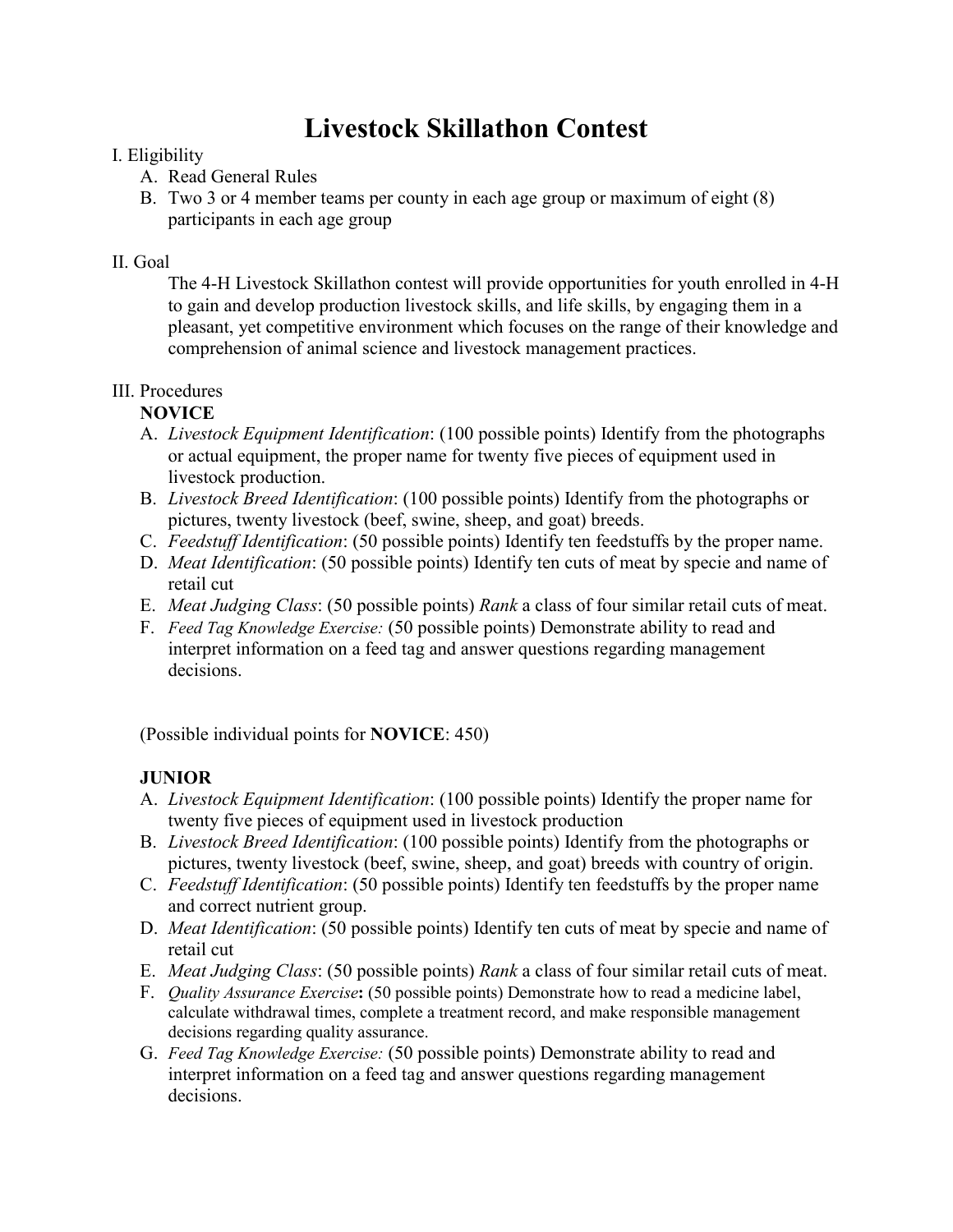# Livestock Skillathon Contest

I. Eligibility

A. Read General Rules

B. Two 3 or 4 member teams per county in each age group or maximum of eight (8) participants in each age group

II. Goal

The 4-H Livestock Skillathon contest will provide opportunities for youth enrolled in 4-H to gain and develop production livestock skills, and life skills, by engaging them in a pleasant, yet competitive environment which focuses on the range of their knowledge and comprehension of animal science and livestock management practices.

III. Procedures

**NOVICE**

A. *Livestock Equipment Identification*: (100 possible points) Identify from the photographs or actual equipment, the proper name for twenty five pieces of equipment used in livestock production.

B. *Livestock Breed Identification*: (100 possible points) Identify from the photographs or pictures, twenty livestock (beef, swine, sheep, and goat) breeds.

C. *Feedstuff Identification*: (50 possible points) Identify ten feedstuffs by the proper name.

D. *Meat Identification*: (50 possible points) Identify ten cuts of meat by specie and name of retail cut

E. *Meat Judging Class*: (50 possible points) *Rank* a class of four similar retail cuts of meat.

F. *Feed Tag Knowledge Exercise:* (50 possible points) Demonstrate ability to read and interpret information on a feed tag and answer questions regarding management decisions.

(Possible individual points for **NOVICE**: 450)

**JUNIOR**

A. *Livestock Equipment Identification*: (100 possible points) Identify the proper name for twenty five pieces of equipment used in livestock production

B. *Livestock Breed Identification*: (100 possible points) Identify from the photographs or pictures, twenty livestock (beef, swine, sheep, and goat) breeds with country of origin.

C. *Feedstuff Identification*: (50 possible points) Identify ten feedstuffs by the proper name and correct nutrient group.

D. *Meat Identification*: (50 possible points) Identify ten cuts of meat by specie and name of retail cut

E. *Meat Judging Class*: (50 possible points) *Rank* a class of four similar retail cuts of meat.

F. *Quality Assurance Exercise***:** (50 possible points) Demonstrate how to read a medicine label, calculate withdrawal times, complete a treatment record, and make responsible management decisions regarding quality assurance.

G. *Feed Tag Knowledge Exercise:* (50 possible points) Demonstrate ability to read and interpret information on a feed tag and answer questions regarding management decisions.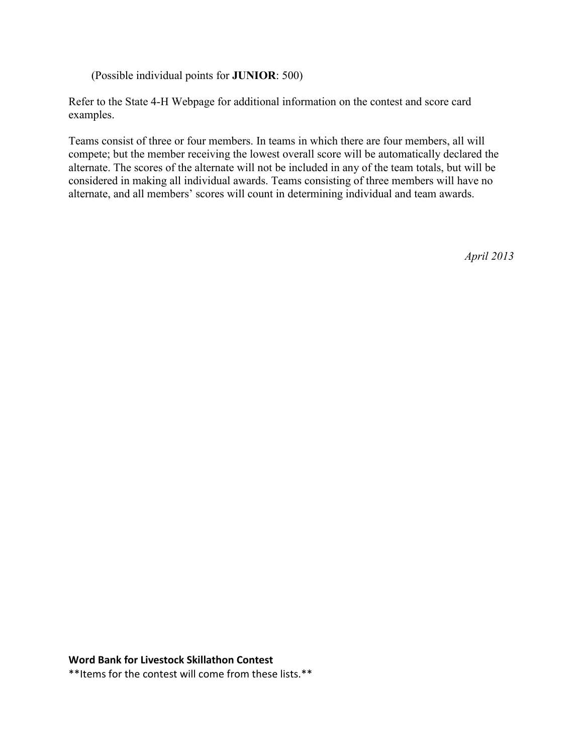(Possible individual points for **JUNIOR**: 500)

Refer to the State 4-H Webpage for additional information on the contest and score card examples.

Teams consist of three or four members. In teams in which there are four members, all will compete; but the member receiving the lowest overall score will be automatically declared the alternate. The scores of the alternate will not be included in any of the team totals, but will be considered in making all individual awards. Teams consisting of three members will have no alternate, and all members' scores will count in determining individual and team awards.

*April 2013*

**Word Bank for Livestock Skillathon Contest**

**Items for the contest will come from these lists.**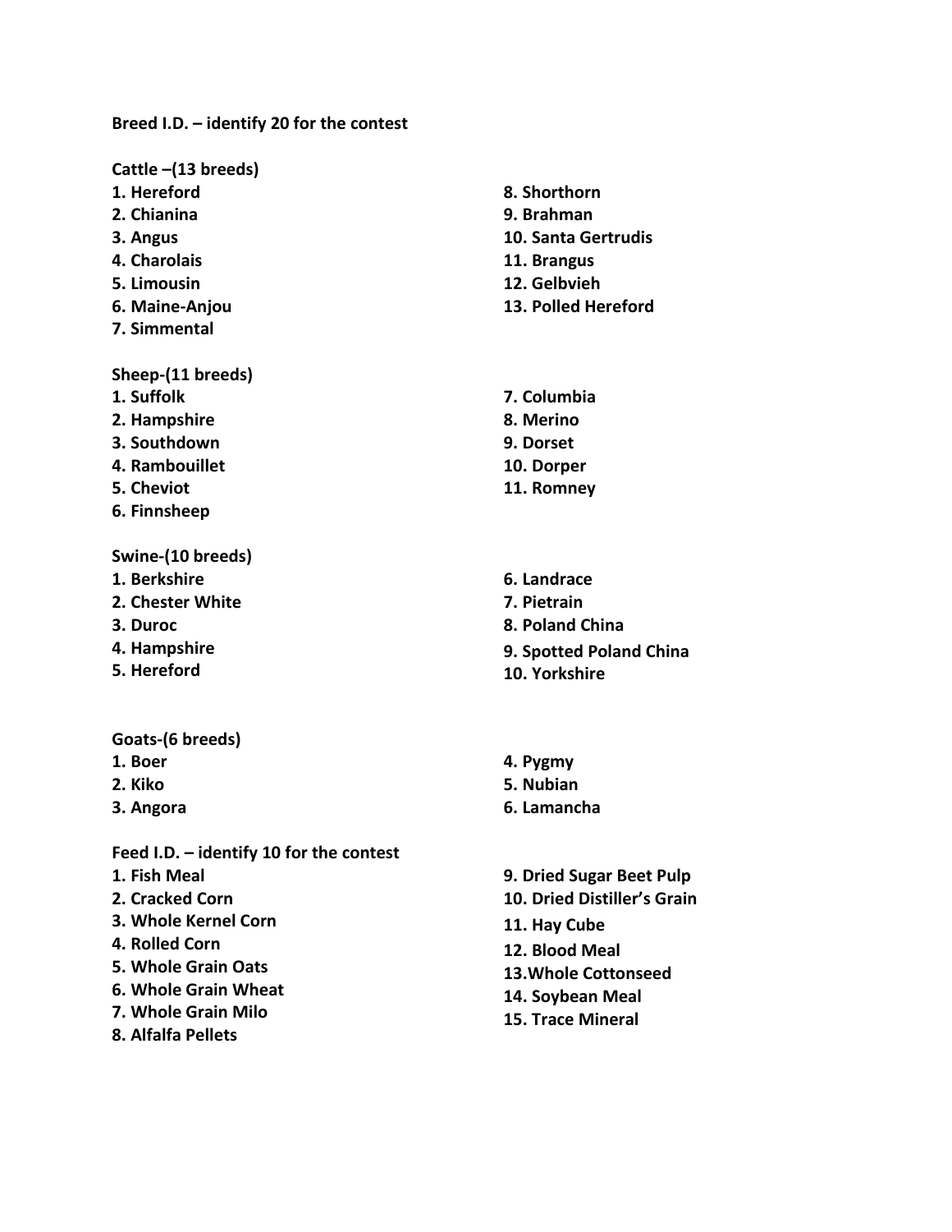**Breed I.D. – identify 20 for the contest**

**Cattle –(13 breeds)**

1. **Hereford**
2. **Chianina**
3. **Angus**
4. **Charolais**
5. **Limousin**
6. **Maine-Anjou**
7. **Simmental**
8. **Shorthorn**
9. **Brahman**
10. **Santa Gertrudis**
11. **Brangus**
12. **Gelbvieh**
13. **Polled Hereford**

**Sheep-(11 breeds)**

1. **Suffolk**
2. **Hampshire**
3. **Southdown**
4. **Rambouillet**
5. **Cheviot**
6. **Finnsheep**
7. **Columbia**
8. **Merino**
9. **Dorset**
10. **Dorper**
11. **Romney**

**Swine-(10 breeds)**

1. **Berkshire**
2. **Chester White**
3. **Duroc**
4. **Hampshire**
5. **Hereford**
6. **Landrace**
7. **Pietrain**
8. **Poland China**
9. **Spotted Poland China**
10. **Yorkshire**

**Goats-(6 breeds)**

1. **Boer**
2. **Kiko**
3. **Angora**
4. **Pygmy**
5. **Nubian**
6. **Lamancha**

**Feed I.D. – identify 10 for the contest**

1. **Fish Meal**
2. **Cracked Corn**
3. **Whole Kernel Corn**
4. **Rolled Corn**
5. **Whole Grain Oats**
6. **Whole Grain Wheat**
7. **Whole Grain Milo**
8. **Alfalfa Pellets**
9. **Dried Sugar Beet Pulp**
10. **Dried Distiller's Grain**
11. **Hay Cube**
12. **Blood Meal**
13. **Whole Cottonseed**
14. **Soybean Meal**
15. **Trace Mineral**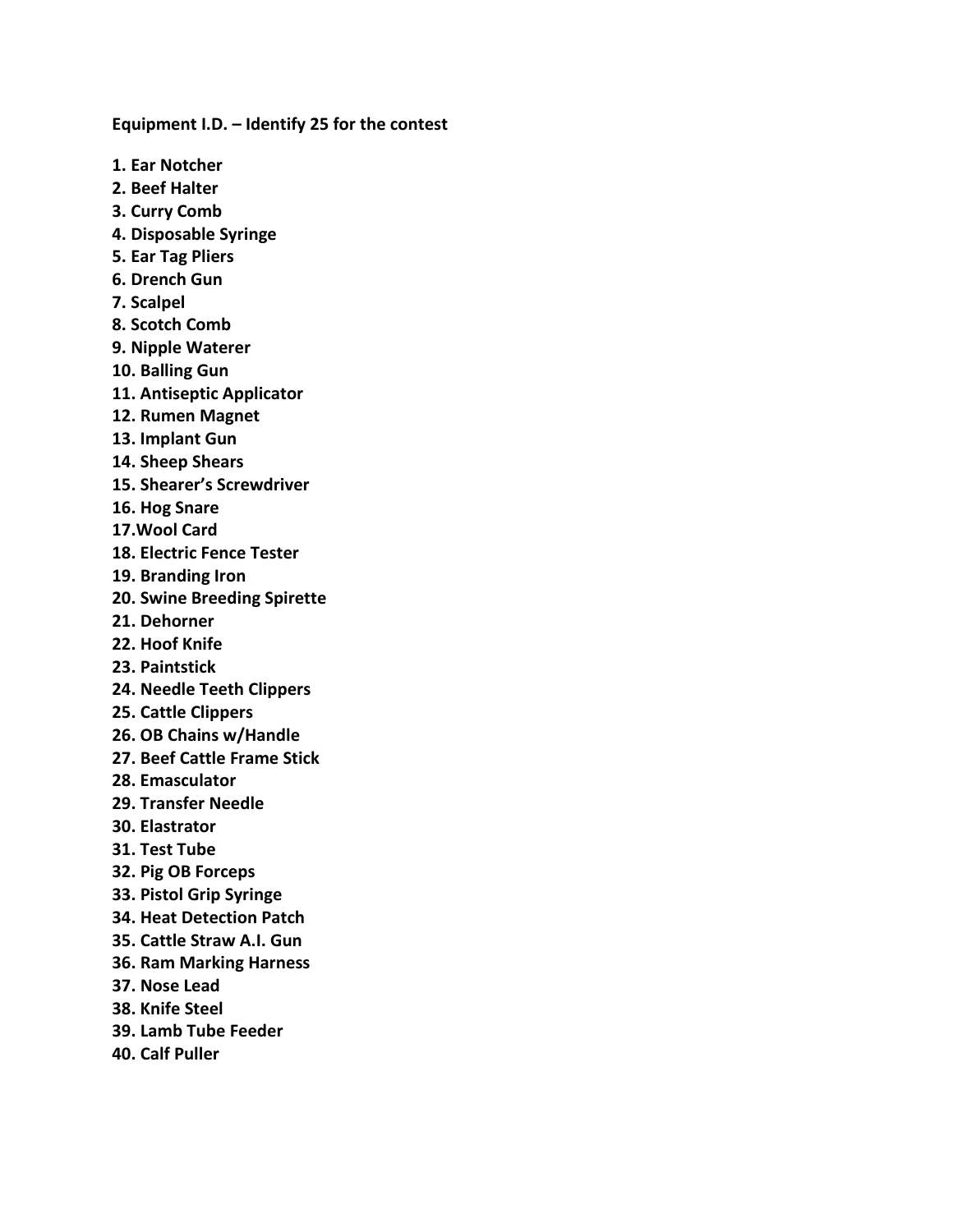**Equipment I.D. – Identify 25 for the contest**

**1. Ear Notcher**
**2. Beef Halter**
**3. Curry Comb**
**4. Disposable Syringe**
**5. Ear Tag Pliers**
**6. Drench Gun**
**7. Scalpel**
**8. Scotch Comb**
**9. Nipple Waterer**
**10. Balling Gun**
**11. Antiseptic Applicator**
**12. Rumen Magnet**
**13. Implant Gun**
**14. Sheep Shears**
**15. Shearer's Screwdriver**
**16. Hog Snare**
**17.Wool Card**
**18. Electric Fence Tester**
**19. Branding Iron**
**20. Swine Breeding Spirette**
**21. Dehorner**
**22. Hoof Knife**
**23. Paintstick**
**24. Needle Teeth Clippers**
**25. Cattle Clippers**
**26. OB Chains w/Handle**
**27. Beef Cattle Frame Stick**
**28. Emasculator**
**29. Transfer Needle**
**30. Elastrator**
**31. Test Tube**
**32. Pig OB Forceps**
**33. Pistol Grip Syringe**
**34. Heat Detection Patch**
**35. Cattle Straw A.I. Gun**
**36. Ram Marking Harness**
**37. Nose Lead**
**38. Knife Steel**
**39. Lamb Tube Feeder**
**40. Calf Puller**